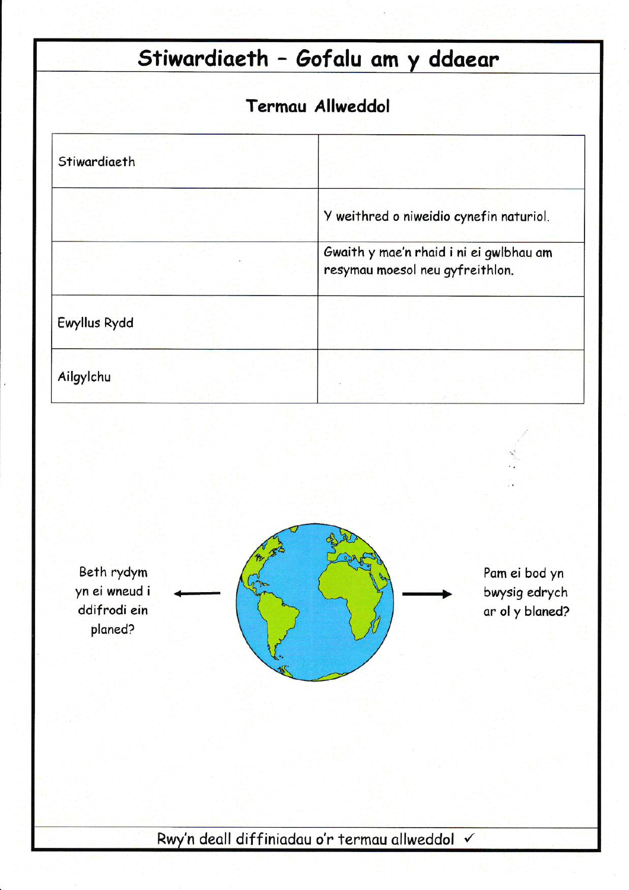# Stiwardiaeth - Gofalu am y ddaear

## Termau Allweddol

| | |
|---|---|
| Stiwardiaeth | |
| | Y weithred o niweidio cynefin naturiol. |
| | Gwaith y mae'n rhaid i ni ei gwlbhau am resymau moesol neu gyfreithlon. |
| Ewyllus Rydd | |
| Ailgylchu | |

Beth rydym yn ei wneud i ddifrodi ein planed? ←

→ Pam ei bod yn bwysig edrych ar ol y blaned?

Rwy'n deall diffiniadau o'r termau allweddol ✓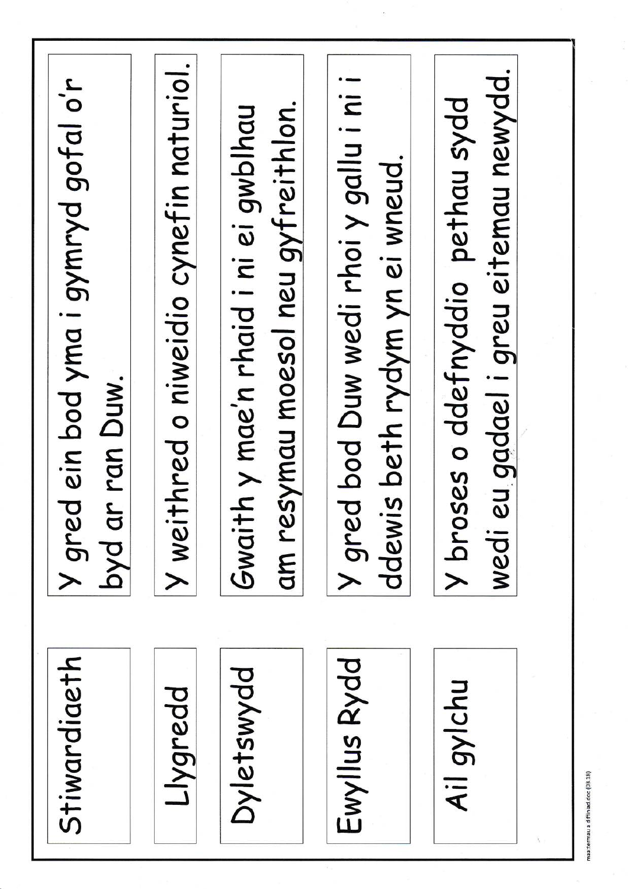| | |
|---|---|
| Stiwardiaeth | Y gred ein bod yma i gymryd gofal o'r byd ar ran Duw. |
| Llygredd | Y weithred o niweidio cynefin naturiol. |
| Dyletswydd | Gwaith y mae'n rhaid i ni ei gwblhau am resymau moesol neu gyfreithlon. |
| Ewyllus Rydd | Y gred bod Duw wedi rhoi y gallu i ni i ddewis beth rydym yn ei wneud. |
| Ail gylchu | Y broses o ddefnyddio pethau sydd wedi eu gadael i greu eitemau newydd. |

mastermau a diffiniad.doc (03.18)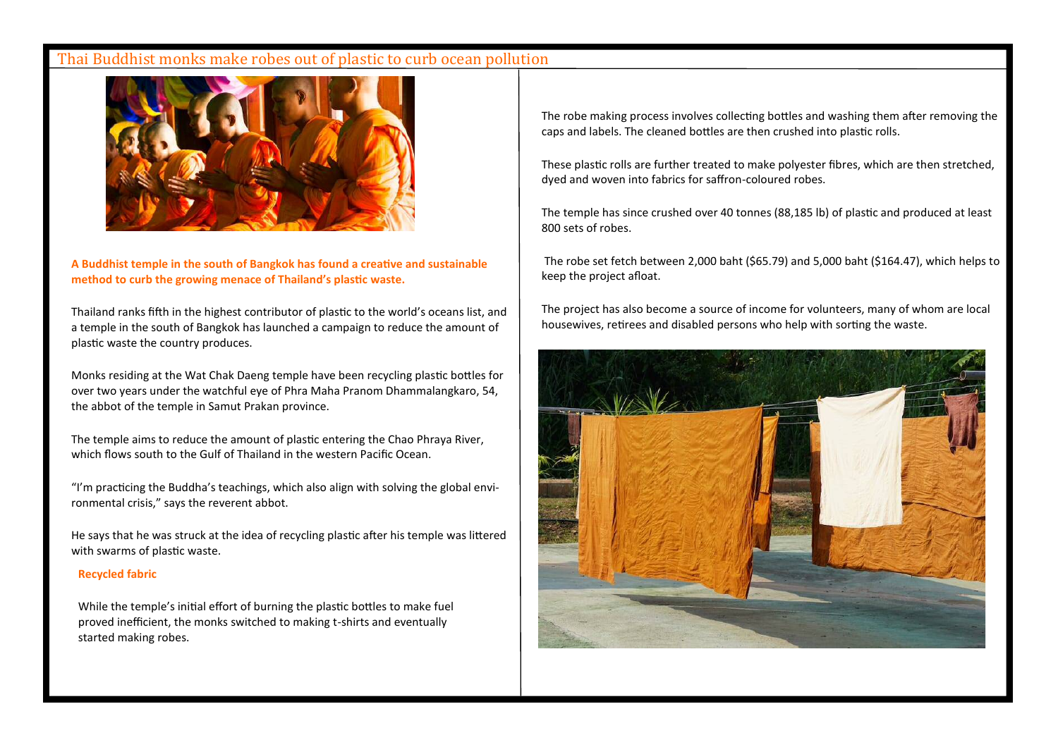# Thai Buddhist monks make robes out of plastic to curb ocean pollution

**A Buddhist temple in the south of Bangkok has found a creative and sustainable method to curb the growing menace of Thailand's plastic waste.**

Thailand ranks fifth in the highest contributor of plastic to the world's oceans list, and a temple in the south of Bangkok has launched a campaign to reduce the amount of plastic waste the country produces.

Monks residing at the Wat Chak Daeng temple have been recycling plastic bottles for over two years under the watchful eye of Phra Maha Pranom Dhammalangkaro, 54, the abbot of the temple in Samut Prakan province.

The temple aims to reduce the amount of plastic entering the Chao Phraya River, which flows south to the Gulf of Thailand in the western Pacific Ocean.

"I'm practicing the Buddha's teachings, which also align with solving the global environmental crisis," says the reverent abbot.

He says that he was struck at the idea of recycling plastic after his temple was littered with swarms of plastic waste.

**Recycled fabric**

While the temple's initial effort of burning the plastic bottles to make fuel proved inefficient, the monks switched to making t-shirts and eventually started making robes.

The robe making process involves collecting bottles and washing them after removing the caps and labels. The cleaned bottles are then crushed into plastic rolls.

These plastic rolls are further treated to make polyester fibres, which are then stretched, dyed and woven into fabrics for saffron-coloured robes.

The temple has since crushed over 40 tonnes (88,185 lb) of plastic and produced at least 800 sets of robes.

The robe set fetch between 2,000 baht ($65.79) and 5,000 baht ($164.47), which helps to keep the project afloat.

The project has also become a source of income for volunteers, many of whom are local housewives, retirees and disabled persons who help with sorting the waste.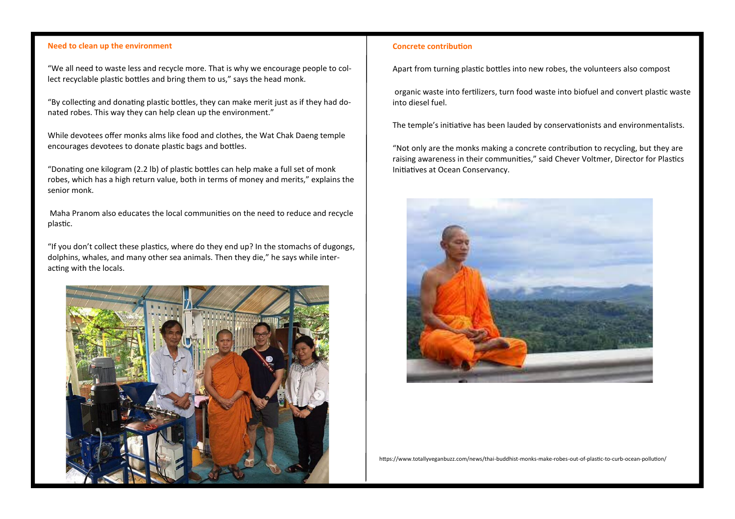## Need to clean up the environment

"We all need to waste less and recycle more. That is why we encourage people to collect recyclable plastic bottles and bring them to us," says the head monk.

"By collecting and donating plastic bottles, they can make merit just as if they had donated robes. This way they can help clean up the environment."

While devotees offer monks alms like food and clothes, the Wat Chak Daeng temple encourages devotees to donate plastic bags and bottles.

"Donating one kilogram (2.2 lb) of plastic bottles can help make a full set of monk robes, which has a high return value, both in terms of money and merits," explains the senior monk.

Maha Pranom also educates the local communities on the need to reduce and recycle plastic.

"If you don't collect these plastics, where do they end up? In the stomachs of dugongs, dolphins, whales, and many other sea animals. Then they die," he says while interacting with the locals.

## Concrete contribution

Apart from turning plastic bottles into new robes, the volunteers also compost

organic waste into fertilizers, turn food waste into biofuel and convert plastic waste into diesel fuel.

The temple's initiative has been lauded by conservationists and environmentalists.

"Not only are the monks making a concrete contribution to recycling, but they are raising awareness in their communities," said Chever Voltmer, Director for Plastics Initiatives at Ocean Conservancy.

https://www.totallyveganbuzz.com/news/thai-buddhist-monks-make-robes-out-of-plastic-to-curb-ocean-pollution/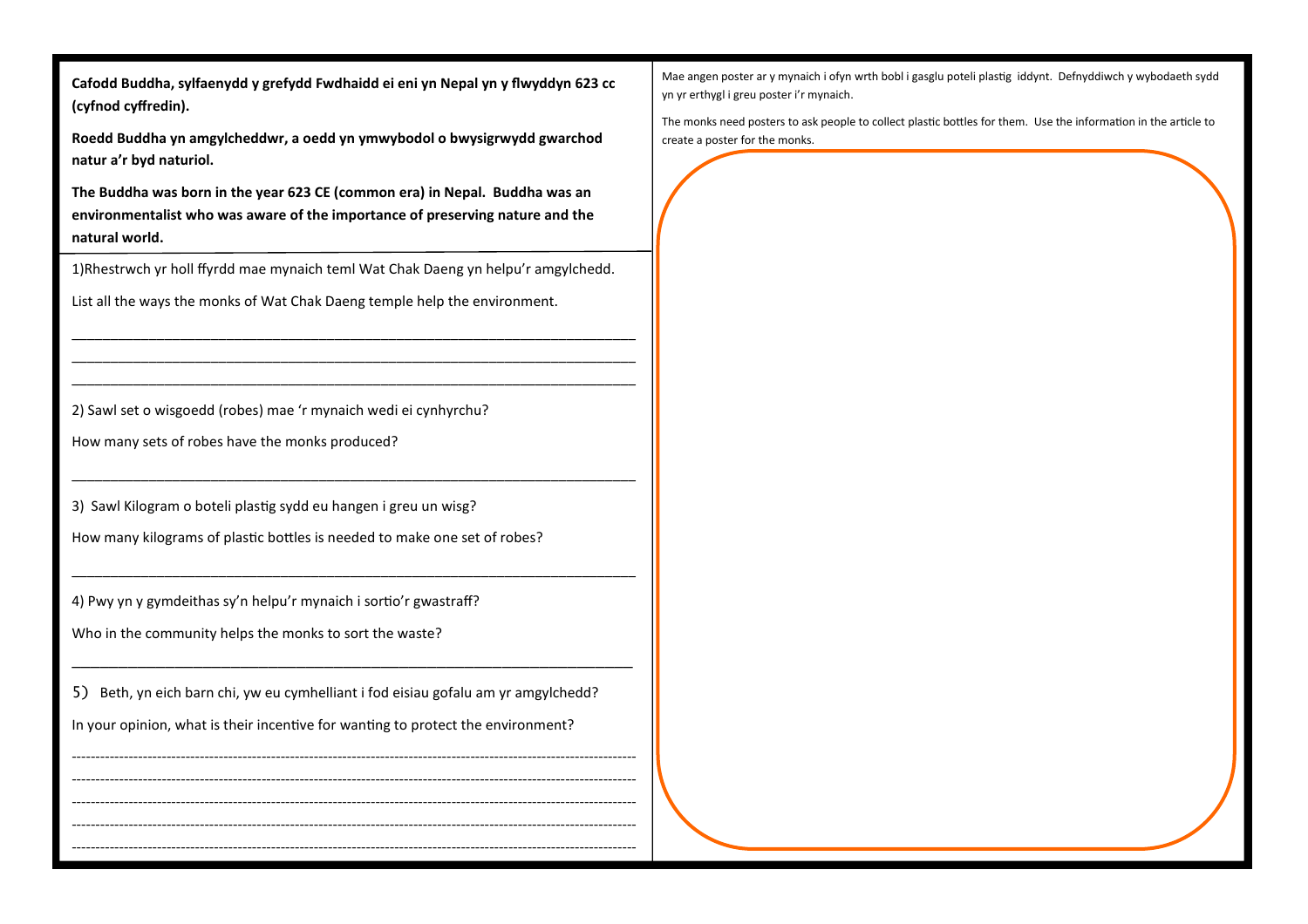**Cafodd Buddha, sylfaenydd y grefydd Fwdhaidd ei eni yn Nepal yn y flwyddyn 623 cc (cyfnod cyffredin).**

**Roedd Buddha yn amgylcheddwr, a oedd yn ymwybodol o bwysigrwydd gwarchod natur a'r byd naturiol.**

**The Buddha was born in the year 623 CE (common era) in Nepal. Buddha was an environmentalist who was aware of the importance of preserving nature and the natural world.**

1) Rhestrwch yr holl ffyrdd mae mynaich teml Wat Chak Daeng yn helpu'r amgylchedd.

List all the ways the monks of Wat Chak Daeng temple help the environment.

___________________________________________________________________________

___________________________________________________________________________

___________________________________________________________________________

2) Sawl set o wisgoedd (robes) mae 'r mynaich wedi ei cynhyrchu?

How many sets of robes have the monks produced?

___________________________________________________________________________

3) Sawl Kilogram o boteli plastig sydd eu hangen i greu un wisg?

How many kilograms of plastic bottles is needed to make one set of robes?

___________________________________________________________________________

4) Pwy yn y gymdeithas sy'n helpu'r mynaich i sortio'r gwastraff?

Who in the community helps the monks to sort the waste?

___________________________________________________________________________

5) Beth, yn eich barn chi, yw eu cymhelliant i fod eisiau gofalu am yr amgylchedd?

In your opinion, what is their incentive for wanting to protect the environment?

---------------------------------------------------------------------------------------------------------------

---------------------------------------------------------------------------------------------------------------

---------------------------------------------------------------------------------------------------------------

---------------------------------------------------------------------------------------------------------------

---------------------------------------------------------------------------------------------------------------

Mae angen poster ar y mynaich i ofyn wrth bobl i gasglu poteli plastig iddynt. Defnyddiwch y wybodaeth sydd yn yr erthygl i greu poster i'r mynaich.

The monks need posters to ask people to collect plastic bottles for them. Use the information in the article to create a poster for the monks.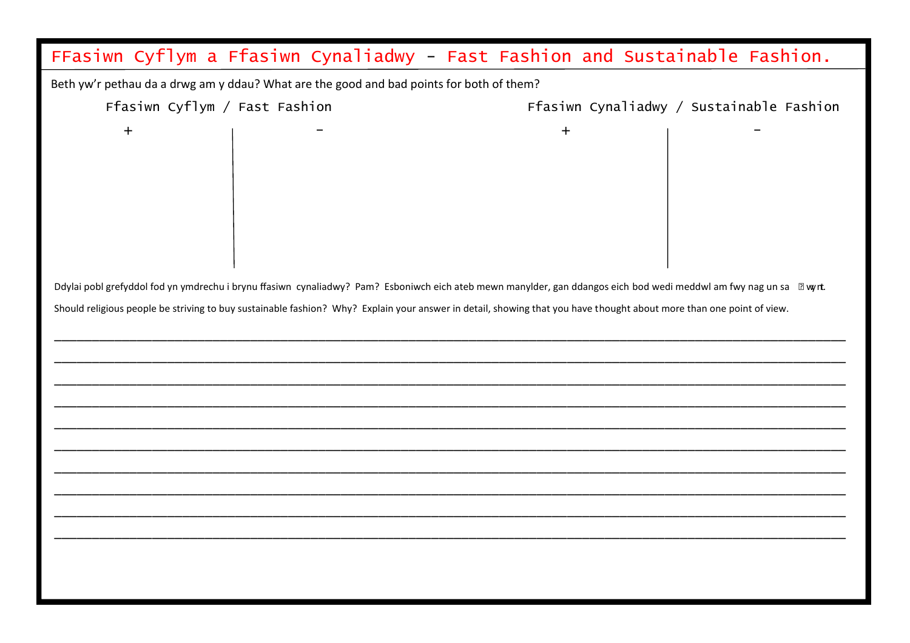# FFasiwn Cyflym a Ffasiwn Cynaliadwy - Fast Fashion and Sustainable Fashion.

Beth yw'r pethau da a drwg am y ddau? What are the good and bad points for both of them?

| Ffasiwn Cyflym / Fast Fashion | | Ffasiwn Cynaliadwy / Sustainable Fashion | |
|---|---|---|---|
| + | - | + | - |
| | | | |

Ddylai pobl grefyddol fod yn ymdrechu i brynu ffasiwn cynaliadwy? Pam? Esboniwch eich ateb mewn manylder, gan ddangos eich bod wedi meddwl am fwy nag un safbwynt.

Should religious people be striving to buy sustainable fashion? Why? Explain your answer in detail, showing that you have thought about more than one point of view.

___________________________________________________________________________

___________________________________________________________________________

___________________________________________________________________________

___________________________________________________________________________

___________________________________________________________________________

___________________________________________________________________________

___________________________________________________________________________

___________________________________________________________________________

___________________________________________________________________________

___________________________________________________________________________